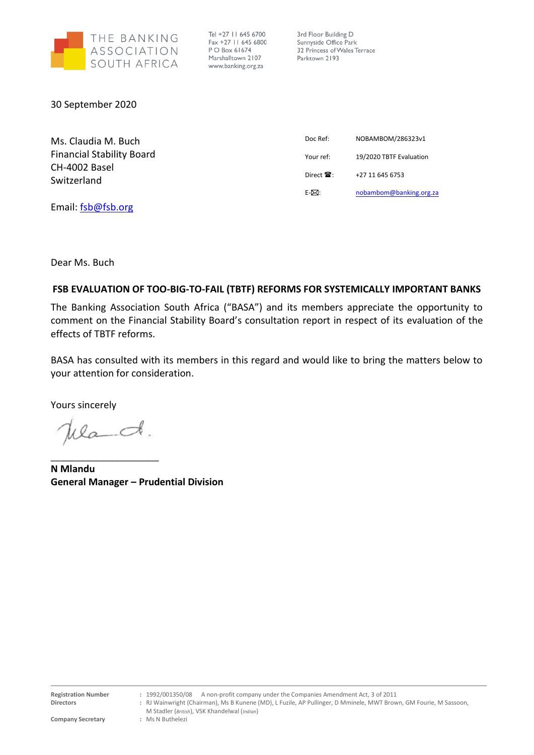THE BANKING ASSOCIATION SOUTH AFRICA

Tel +27 11 645 6700
Fax +27 11 645 6800
P O Box 61674
Marshalltown 2107
www.banking.org.za

3rd Floor Building D
Sunnyside Office Park
32 Princess of Wales Terrace
Parktown 2193

30 September 2020

Ms. Claudia M. Buch
Financial Stability Board
CH-4002 Basel
Switzerland

Email: fsb@fsb.org

| | |
|---|---|
| Doc Ref: | NOBAMBOM/286323v1 |
| Your ref: | 19/2020 TBTF Evaluation |
| Direct ☎: | +27 11 645 6753 |
| E-✉: | nobambom@banking.org.za |

Dear Ms. Buch

**FSB EVALUATION OF TOO-BIG-TO-FAIL (TBTF) REFORMS FOR SYSTEMICALLY IMPORTANT BANKS**

The Banking Association South Africa ("BASA") and its members appreciate the opportunity to comment on the Financial Stability Board's consultation report in respect of its evaluation of the effects of TBTF reforms.

BASA has consulted with its members in this regard and would like to bring the matters below to your attention for consideration.

Yours sincerely

\_\_\_\_\_\_\_\_\_\_\_\_\_\_\_\_\_\_\_\_\_\_

**N Mlandu**
**General Manager – Prudential Division**

**Registration Number** : 1992/001350/08 A non-profit company under the Companies Amendment Act, 3 of 2011
**Directors** : RJ Wainwright (Chairman), Ms B Kunene (MD), L Fuzile, AP Pullinger, D Mminele, MWT Brown, GM Fourie, M Sassoon, M Stadler (*British*), VSK Khandelwal (*Indian*)
**Company Secretary** : Ms N Buthelezi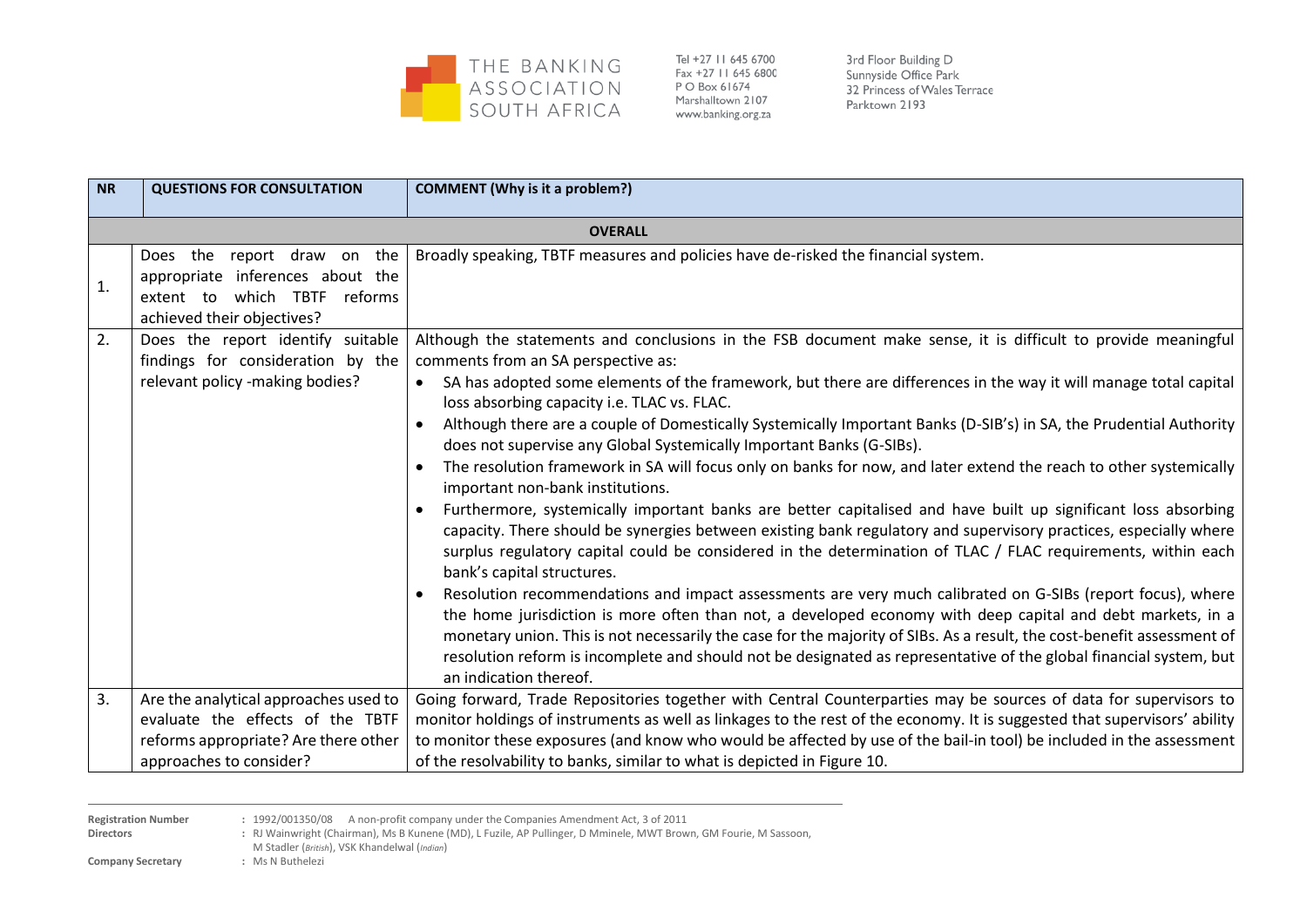| NR | QUESTIONS FOR CONSULTATION | COMMENT (Why is it a problem?) |
|---|---|---|
| | | **OVERALL** |
| 1. | Does the report draw on the appropriate inferences about the extent to which TBTF reforms achieved their objectives? | Broadly speaking, TBTF measures and policies have de-risked the financial system. |
| 2. | Does the report identify suitable findings for consideration by the relevant policy -making bodies? | Although the statements and conclusions in the FSB document make sense, it is difficult to provide meaningful comments from an SA perspective as:<br>• SA has adopted some elements of the framework, but there are differences in the way it will manage total capital loss absorbing capacity i.e. TLAC vs. FLAC.<br>• Although there are a couple of Domestically Systemically Important Banks (D-SIB's) in SA, the Prudential Authority does not supervise any Global Systemically Important Banks (G-SIBs).<br>• The resolution framework in SA will focus only on banks for now, and later extend the reach to other systemically important non-bank institutions.<br>• Furthermore, systemically important banks are better capitalised and have built up significant loss absorbing capacity. There should be synergies between existing bank regulatory and supervisory practices, especially where surplus regulatory capital could be considered in the determination of TLAC / FLAC requirements, within each bank's capital structures.<br>• Resolution recommendations and impact assessments are very much calibrated on G-SIBs (report focus), where the home jurisdiction is more often than not, a developed economy with deep capital and debt markets, in a monetary union. This is not necessarily the case for the majority of SIBs. As a result, the cost-benefit assessment of resolution reform is incomplete and should not be designated as representative of the global financial system, but an indication thereof. |
| 3. | Are the analytical approaches used to evaluate the effects of the TBTF reforms appropriate? Are there other approaches to consider? | Going forward, Trade Repositories together with Central Counterparties may be sources of data for supervisors to monitor holdings of instruments as well as linkages to the rest of the economy. It is suggested that supervisors' ability to monitor these exposures (and know who would be affected by use of the bail-in tool) be included in the assessment of the resolvability to banks, similar to what is depicted in Figure 10. |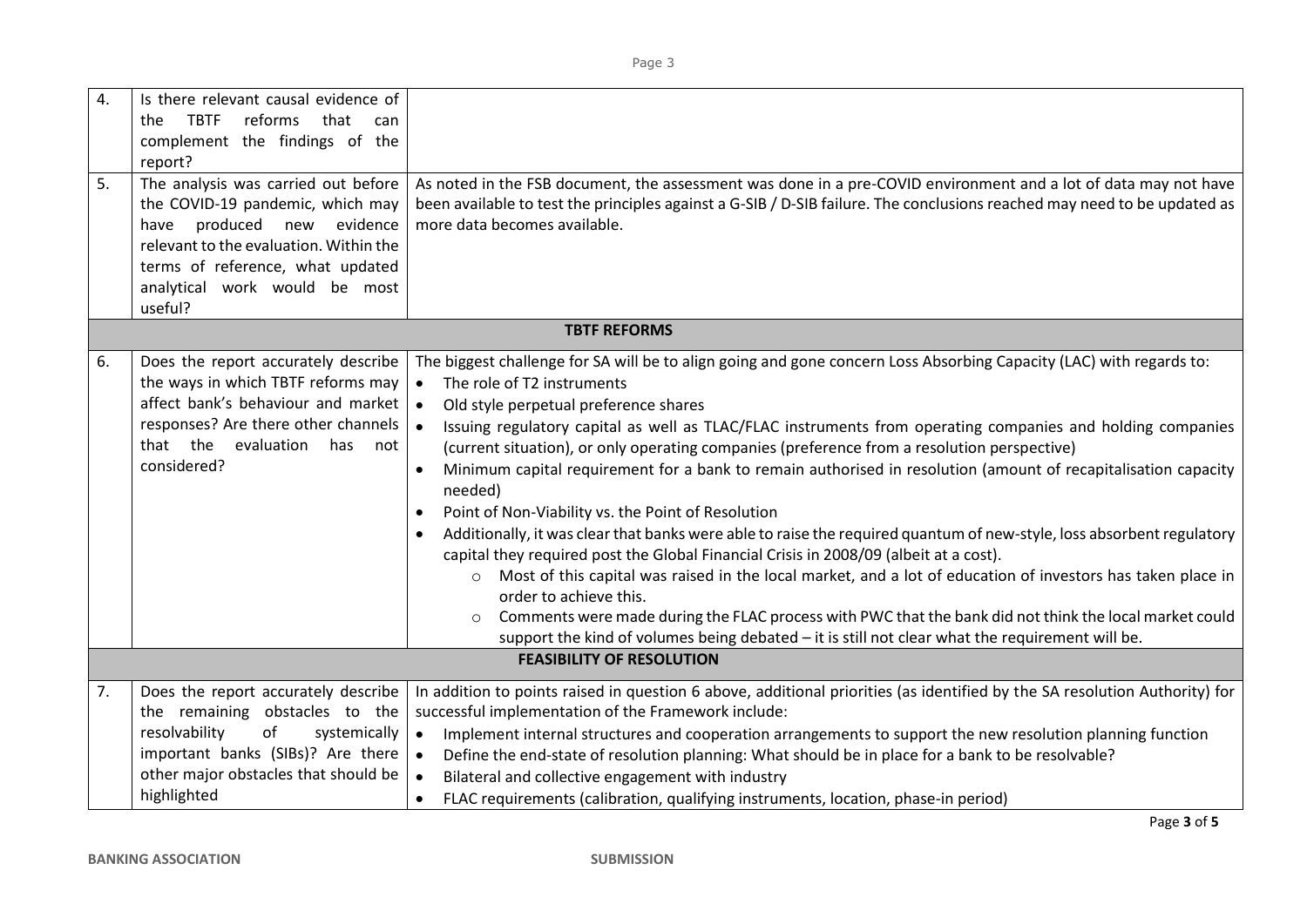| | | |
|---|---|---|
| 4. | Is there relevant causal evidence of the TBTF reforms that can complement the findings of the report? | |
| 5. | The analysis was carried out before the COVID-19 pandemic, which may have produced new evidence relevant to the evaluation. Within the terms of reference, what updated analytical work would be most useful? | As noted in the FSB document, the assessment was done in a pre-COVID environment and a lot of data may not have been available to test the principles against a G-SIB / D-SIB failure. The conclusions reached may need to be updated as more data becomes available. |
| | **TBTF REFORMS** | |
| 6. | Does the report accurately describe the ways in which TBTF reforms may affect bank's behaviour and market responses? Are there other channels that the evaluation has not considered? | The biggest challenge for SA will be to align going and gone concern Loss Absorbing Capacity (LAC) with regards to:<br>• The role of T2 instruments<br>• Old style perpetual preference shares<br>• Issuing regulatory capital as well as TLAC/FLAC instruments from operating companies and holding companies (current situation), or only operating companies (preference from a resolution perspective)<br>• Minimum capital requirement for a bank to remain authorised in resolution (amount of recapitalisation capacity needed)<br>• Point of Non-Viability vs. the Point of Resolution<br>• Additionally, it was clear that banks were able to raise the required quantum of new-style, loss absorbent regulatory capital they required post the Global Financial Crisis in 2008/09 (albeit at a cost).<br>&nbsp;&nbsp;&nbsp;&nbsp;○ Most of this capital was raised in the local market, and a lot of education of investors has taken place in order to achieve this.<br>&nbsp;&nbsp;&nbsp;&nbsp;○ Comments were made during the FLAC process with PWC that the bank did not think the local market could support the kind of volumes being debated – it is still not clear what the requirement will be. |
| | **FEASIBILITY OF RESOLUTION** | |
| 7. | Does the report accurately describe the remaining obstacles to the resolvability of systemically important banks (SIBs)? Are there other major obstacles that should be highlighted | In addition to points raised in question 6 above, additional priorities (as identified by the SA resolution Authority) for successful implementation of the Framework include:<br>• Implement internal structures and cooperation arrangements to support the new resolution planning function<br>• Define the end-state of resolution planning: What should be in place for a bank to be resolvable?<br>• Bilateral and collective engagement with industry<br>• FLAC requirements (calibration, qualifying instruments, location, phase-in period) |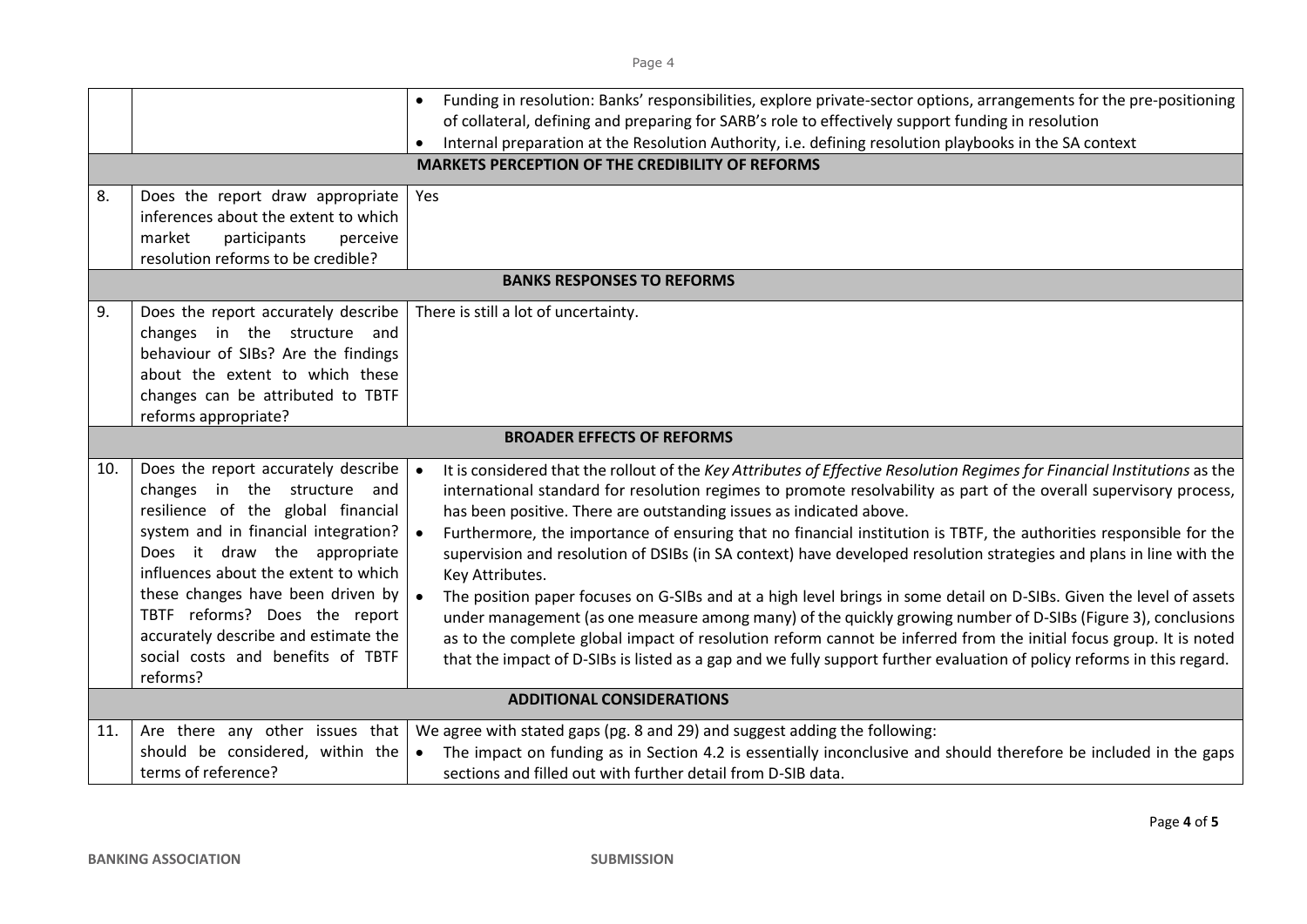| | | |
|---|---|---|
| | | • Funding in resolution: Banks' responsibilities, explore private-sector options, arrangements for the pre-positioning of collateral, defining and preparing for SARB's role to effectively support funding in resolution<br>• Internal preparation at the Resolution Authority, i.e. defining resolution playbooks in the SA context |
| **MARKETS PERCEPTION OF THE CREDIBILITY OF REFORMS** | | |
| 8. | Does the report draw appropriate inferences about the extent to which market participants perceive resolution reforms to be credible? | Yes |
| **BANKS RESPONSES TO REFORMS** | | |
| 9. | Does the report accurately describe changes in the structure and behaviour of SIBs? Are the findings about the extent to which these changes can be attributed to TBTF reforms appropriate? | There is still a lot of uncertainty. |
| **BROADER EFFECTS OF REFORMS** | | |
| 10. | Does the report accurately describe changes in the structure and resilience of the global financial system and in financial integration? Does it draw the appropriate influences about the extent to which these changes have been driven by TBTF reforms? Does the report accurately describe and estimate the social costs and benefits of TBTF reforms? | • It is considered that the rollout of the *Key Attributes of Effective Resolution Regimes for Financial Institutions* as the international standard for resolution regimes to promote resolvability as part of the overall supervisory process, has been positive. There are outstanding issues as indicated above.<br>• Furthermore, the importance of ensuring that no financial institution is TBTF, the authorities responsible for the supervision and resolution of DSIBs (in SA context) have developed resolution strategies and plans in line with the Key Attributes.<br>• The position paper focuses on G-SIBs and at a high level brings in some detail on D-SIBs. Given the level of assets under management (as one measure among many) of the quickly growing number of D-SIBs (Figure 3), conclusions as to the complete global impact of resolution reform cannot be inferred from the initial focus group. It is noted that the impact of D-SIBs is listed as a gap and we fully support further evaluation of policy reforms in this regard. |
| **ADDITIONAL CONSIDERATIONS** | | |
| 11. | Are there any other issues that should be considered, within the terms of reference? | We agree with stated gaps (pg. 8 and 29) and suggest adding the following:<br>• The impact on funding as in Section 4.2 is essentially inconclusive and should therefore be included in the gaps sections and filled out with further detail from D-SIB data. |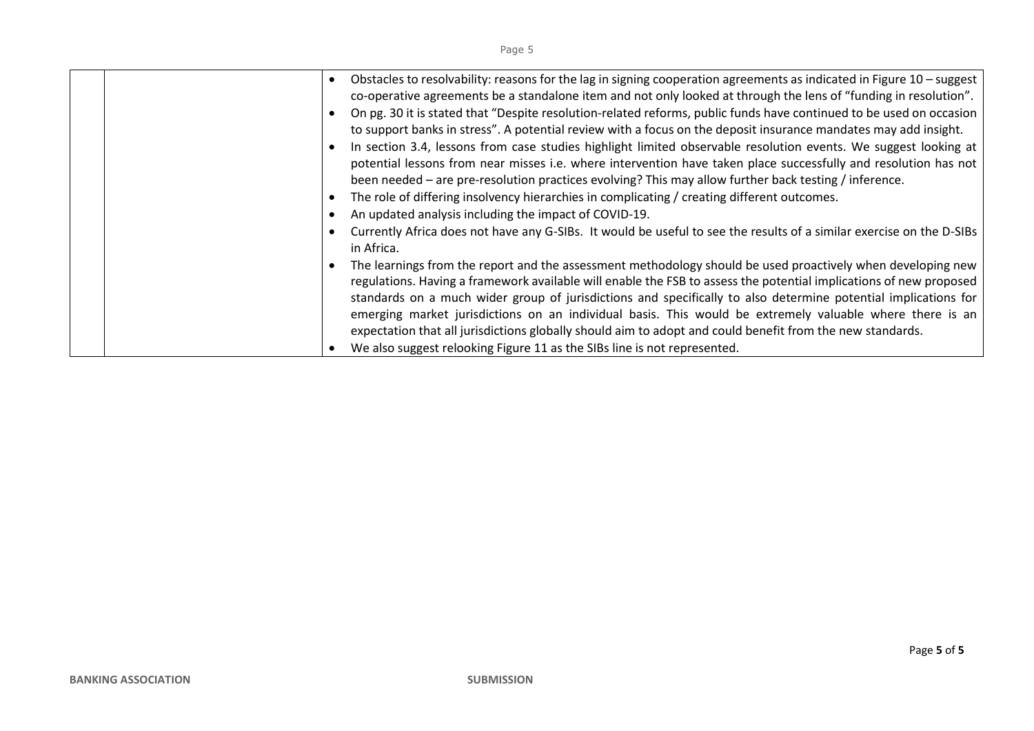| | | |
|---|---|---|
| | | • Obstacles to resolvability: reasons for the lag in signing cooperation agreements as indicated in Figure 10 – suggest co-operative agreements be a standalone item and not only looked at through the lens of "funding in resolution".<br>• On pg. 30 it is stated that "Despite resolution-related reforms, public funds have continued to be used on occasion to support banks in stress". A potential review with a focus on the deposit insurance mandates may add insight.<br>• In section 3.4, lessons from case studies highlight limited observable resolution events. We suggest looking at potential lessons from near misses i.e. where intervention have taken place successfully and resolution has not been needed – are pre-resolution practices evolving? This may allow further back testing / inference.<br>• The role of differing insolvency hierarchies in complicating / creating different outcomes.<br>• An updated analysis including the impact of COVID-19.<br>• Currently Africa does not have any G-SIBs. It would be useful to see the results of a similar exercise on the D-SIBs in Africa.<br>• The learnings from the report and the assessment methodology should be used proactively when developing new regulations. Having a framework available will enable the FSB to assess the potential implications of new proposed standards on a much wider group of jurisdictions and specifically to also determine potential implications for emerging market jurisdictions on an individual basis. This would be extremely valuable where there is an expectation that all jurisdictions globally should aim to adopt and could benefit from the new standards.<br>• We also suggest relooking Figure 11 as the SIBs line is not represented. |